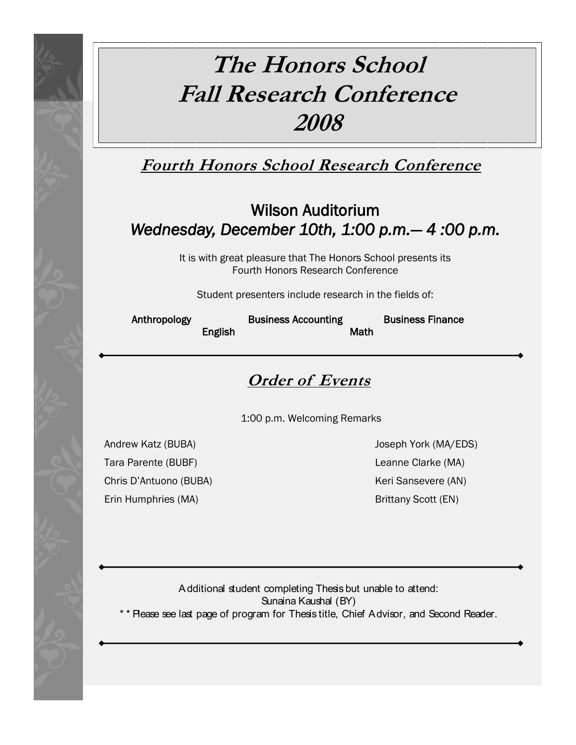# The Honors School Fall Research Conference 2008

## Fourth Honors School Research Conference

### Wilson Auditorium
### *Wednesday, December 10th, 1:00 p.m.— 4 :00 p.m.*

It is with great pleasure that The Honors School presents its Fourth Honors Research Conference

Student presenters include research in the fields of:

**Anthropology** **Business Accounting** **Business Finance** **English** **Math**

---

## Order of Events

1:00 p.m. Welcoming Remarks

Andrew Katz (BUBA)

Tara Parente (BUBF)

Chris D'Antuono (BUBA)

Erin Humphries (MA)

Joseph York (MA/EDS)

Leanne Clarke (MA)

Keri Sansevere (AN)

Brittany Scott (EN)

---

Additional student completing Thesis but unable to attend:
Sunaina Kaushal (BY)
** Please see last page of program for Thesis title, Chief Advisor, and Second Reader.

---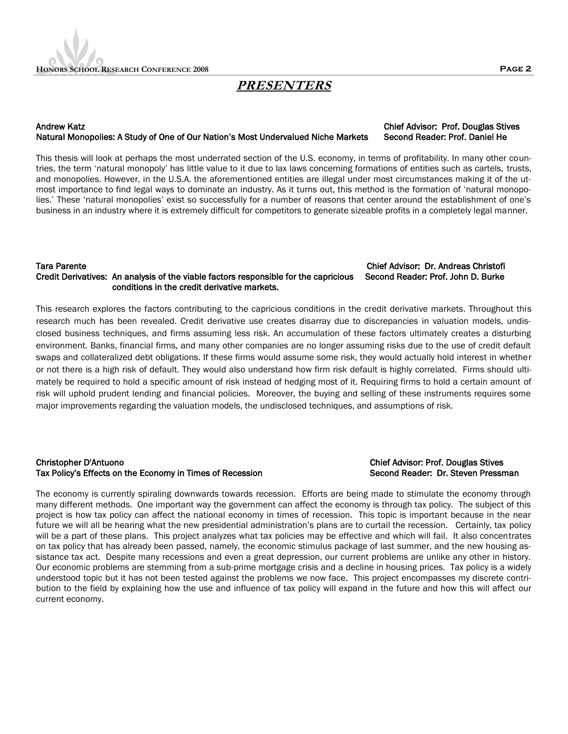## *PRESENTERS*

**Andrew Katz** — **Chief Advisor: Prof. Douglas Stives**
**Natural Monopolies: A Study of One of Our Nation's Most Undervalued Niche Markets** — **Second Reader: Prof. Daniel He**

This thesis will look at perhaps the most underrated section of the U.S. economy, in terms of profitability. In many other countries, the term 'natural monopoly' has little value to it due to lax laws concerning formations of entities such as cartels, trusts, and monopolies. However, in the U.S.A. the aforementioned entities are illegal under most circumstances making it of the utmost importance to find legal ways to dominate an industry. As it turns out, this method is the formation of 'natural monopolies.' These 'natural monopolies' exist so successfully for a number of reasons that center around the establishment of one's business in an industry where it is extremely difficult for competitors to generate sizeable profits in a completely legal manner.

**Tara Parente** — **Chief Advisor: Dr. Andreas Christofi**
**Credit Derivatives: An analysis of the viable factors responsible for the capricious conditions in the credit derivative markets.** — **Second Reader: Prof. John D. Burke**

This research explores the factors contributing to the capricious conditions in the credit derivative markets. Throughout this research much has been revealed. Credit derivative use creates disarray due to discrepancies in valuation models, undisclosed business techniques, and firms assuming less risk. An accumulation of these factors ultimately creates a disturbing environment. Banks, financial firms, and many other companies are no longer assuming risks due to the use of credit default swaps and collateralized debt obligations. If these firms would assume some risk, they would actually hold interest in whether or not there is a high risk of default. They would also understand how firm risk default is highly correlated. Firms should ultimately be required to hold a specific amount of risk instead of hedging most of it. Requiring firms to hold a certain amount of risk will uphold prudent lending and financial policies. Moreover, the buying and selling of these instruments requires some major improvements regarding the valuation models, the undisclosed techniques, and assumptions of risk.

**Christopher D'Antuono** — **Chief Advisor: Prof. Douglas Stives**
**Tax Policy's Effects on the Economy in Times of Recession** — **Second Reader: Dr. Steven Pressman**

The economy is currently spiraling downwards towards recession. Efforts are being made to stimulate the economy through many different methods. One important way the government can affect the economy is through tax policy. The subject of this project is how tax policy can affect the national economy in times of recession. This topic is important because in the near future we will all be hearing what the new presidential administration's plans are to curtail the recession. Certainly, tax policy will be a part of these plans. This project analyzes what tax policies may be effective and which will fail. It also concentrates on tax policy that has already been passed, namely, the economic stimulus package of last summer, and the new housing assistance tax act. Despite many recessions and even a great depression, our current problems are unlike any other in history. Our economic problems are stemming from a sub-prime mortgage crisis and a decline in housing prices. Tax policy is a widely understood topic but it has not been tested against the problems we now face. This project encompasses my discrete contribution to the field by explaining how the use and influence of tax policy will expand in the future and how this will affect our current economy.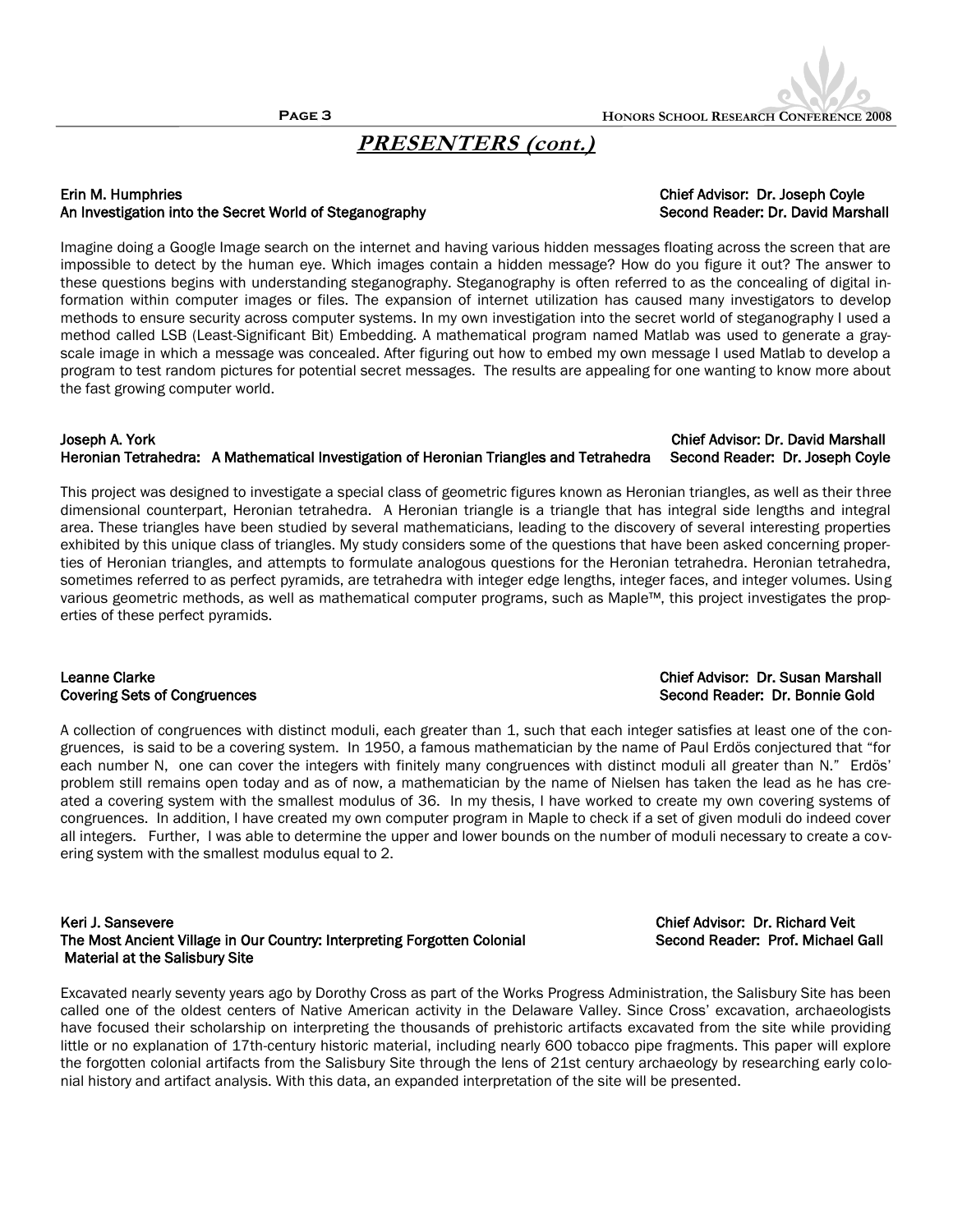## PRESENTERS (cont.)

**Erin M. Humphries** — **Chief Advisor: Dr. Joseph Coyle**
**An Investigation into the Secret World of Steganography** — **Second Reader: Dr. David Marshall**

Imagine doing a Google Image search on the internet and having various hidden messages floating across the screen that are impossible to detect by the human eye. Which images contain a hidden message? How do you figure it out? The answer to these questions begins with understanding steganography. Steganography is often referred to as the concealing of digital information within computer images or files. The expansion of internet utilization has caused many investigators to develop methods to ensure security across computer systems. In my own investigation into the secret world of steganography I used a method called LSB (Least-Significant Bit) Embedding. A mathematical program named Matlab was used to generate a gray-scale image in which a message was concealed. After figuring out how to embed my own message I used Matlab to develop a program to test random pictures for potential secret messages. The results are appealing for one wanting to know more about the fast growing computer world.

**Joseph A. York** — **Chief Advisor: Dr. David Marshall**
**Heronian Tetrahedra: A Mathematical Investigation of Heronian Triangles and Tetrahedra** — **Second Reader: Dr. Joseph Coyle**

This project was designed to investigate a special class of geometric figures known as Heronian triangles, as well as their three dimensional counterpart, Heronian tetrahedra. A Heronian triangle is a triangle that has integral side lengths and integral area. These triangles have been studied by several mathematicians, leading to the discovery of several interesting properties exhibited by this unique class of triangles. My study considers some of the questions that have been asked concerning properties of Heronian triangles, and attempts to formulate analogous questions for the Heronian tetrahedra. Heronian tetrahedra, sometimes referred to as perfect pyramids, are tetrahedra with integer edge lengths, integer faces, and integer volumes. Using various geometric methods, as well as mathematical computer programs, such as Maple™, this project investigates the properties of these perfect pyramids.

**Leanne Clarke** — **Chief Advisor: Dr. Susan Marshall**
**Covering Sets of Congruences** — **Second Reader: Dr. Bonnie Gold**

A collection of congruences with distinct moduli, each greater than 1, such that each integer satisfies at least one of the congruences, is said to be a covering system. In 1950, a famous mathematician by the name of Paul Erdös conjectured that "for each number N, one can cover the integers with finitely many congruences with distinct moduli all greater than N." Erdös' problem still remains open today and as of now, a mathematician by the name of Nielsen has taken the lead as he has created a covering system with the smallest modulus of 36. In my thesis, I have worked to create my own covering systems of congruences. In addition, I have created my own computer program in Maple to check if a set of given moduli do indeed cover all integers. Further, I was able to determine the upper and lower bounds on the number of moduli necessary to create a covering system with the smallest modulus equal to 2.

**Keri J. Sansevere** — **Chief Advisor: Dr. Richard Veit**
**The Most Ancient Village in Our Country: Interpreting Forgotten Colonial Material at the Salisbury Site** — **Second Reader: Prof. Michael Gall**

Excavated nearly seventy years ago by Dorothy Cross as part of the Works Progress Administration, the Salisbury Site has been called one of the oldest centers of Native American activity in the Delaware Valley. Since Cross' excavation, archaeologists have focused their scholarship on interpreting the thousands of prehistoric artifacts excavated from the site while providing little or no explanation of 17th-century historic material, including nearly 600 tobacco pipe fragments. This paper will explore the forgotten colonial artifacts from the Salisbury Site through the lens of 21st century archaeology by researching early colonial history and artifact analysis. With this data, an expanded interpretation of the site will be presented.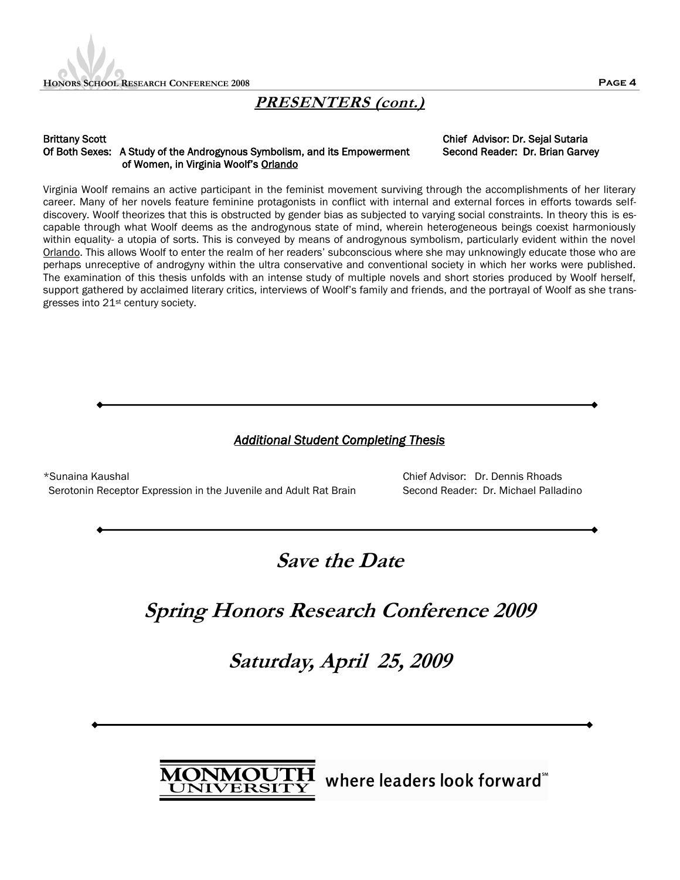## PRESENTERS (cont.)

**Brittany Scott**
**Of Both Sexes: A Study of the Androgynous Symbolism, and its Empowerment of Women, in Virginia Woolf's Orlando**

**Chief Advisor: Dr. Sejal Sutaria**
**Second Reader: Dr. Brian Garvey**

Virginia Woolf remains an active participant in the feminist movement surviving through the accomplishments of her literary career. Many of her novels feature feminine protagonists in conflict with internal and external forces in efforts towards self-discovery. Woolf theorizes that this is obstructed by gender bias as subjected to varying social constraints. In theory this is escapable through what Woolf deems as the androgynous state of mind, wherein heterogeneous beings coexist harmoniously within equality- a utopia of sorts. This is conveyed by means of androgynous symbolism, particularly evident within the novel Orlando. This allows Woolf to enter the realm of her readers' subconscious where she may unknowingly educate those who are perhaps unreceptive of androgyny within the ultra conservative and conventional society in which her works were published. The examination of this thesis unfolds with an intense study of multiple novels and short stories produced by Woolf herself, support gathered by acclaimed literary critics, interviews of Woolf's family and friends, and the portrayal of Woolf as she transgresses into 21st century society.

---

***Additional Student Completing Thesis***

*Sunaina Kaushal
Serotonin Receptor Expression in the Juvenile and Adult Rat Brain

Chief Advisor: Dr. Dennis Rhoads
Second Reader: Dr. Michael Palladino

---

# *Save the Date*

# *Spring Honors Research Conference 2009*

# *Saturday, April 25, 2009*

---

MONMOUTH UNIVERSITY where leaders look forward℠